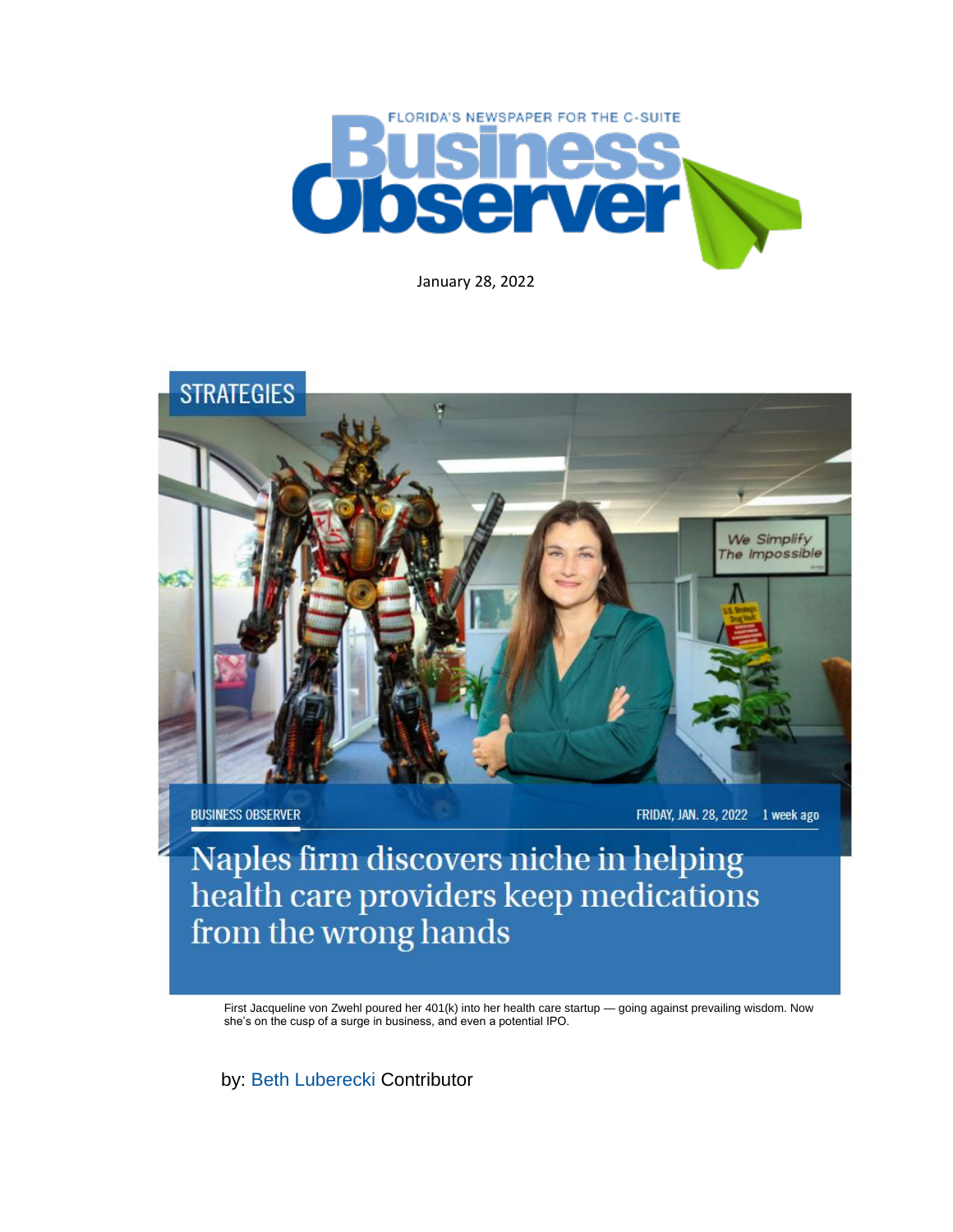FLORIDA'S NEWSPAPER FOR THE C-SUITE

# Business Observer

January 28, 2022

STRATEGIES

BUSINESS OBSERVER

FRIDAY, JAN. 28, 2022 1 week ago

## Naples firm discovers niche in helping health care providers keep medications from the wrong hands

First Jacqueline von Zwehl poured her 401(k) into her health care startup — going against prevailing wisdom. Now she's on the cusp of a surge in business, and even a potential IPO.

by: Beth Luberecki Contributor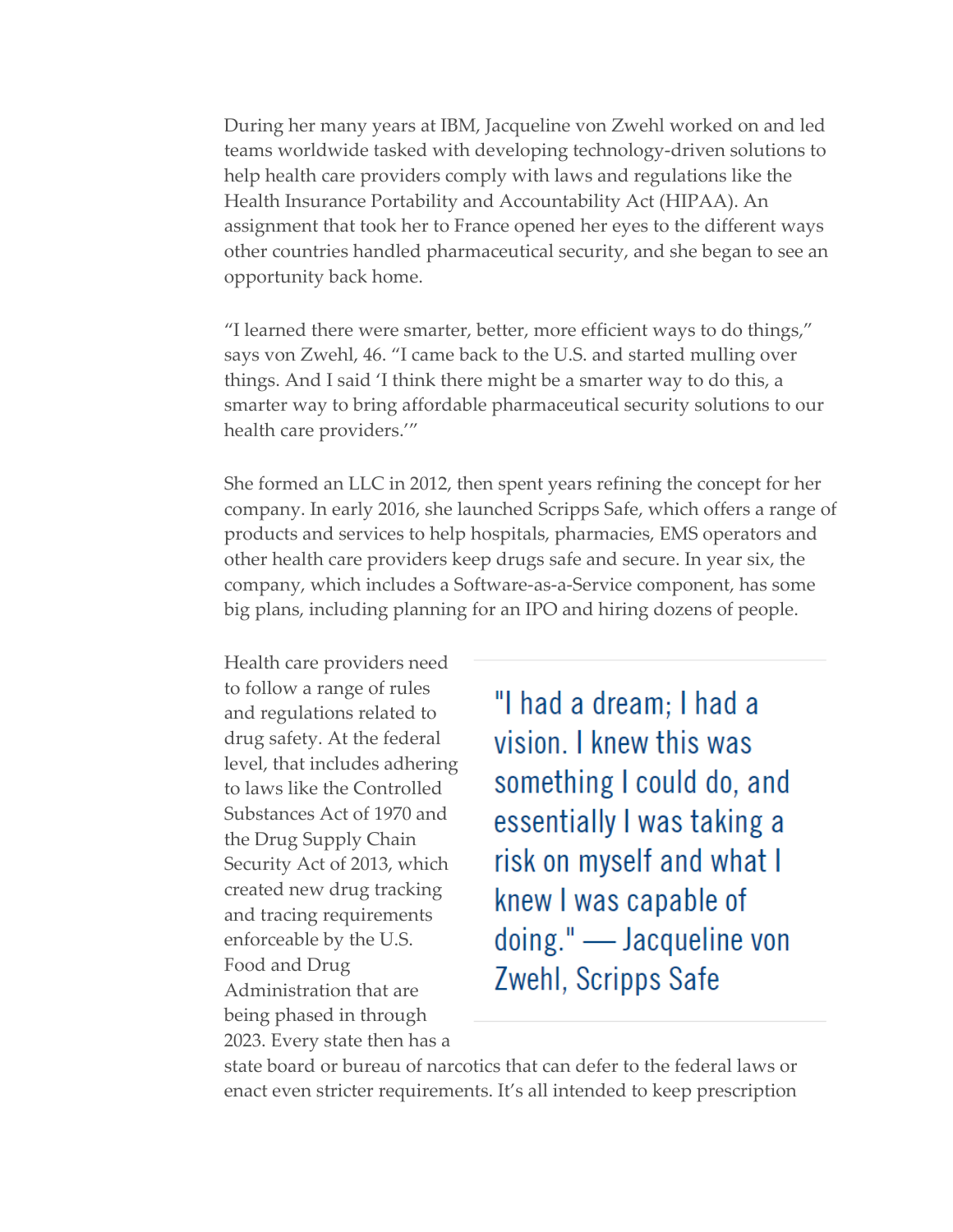During her many years at IBM, Jacqueline von Zwehl worked on and led teams worldwide tasked with developing technology-driven solutions to help health care providers comply with laws and regulations like the Health Insurance Portability and Accountability Act (HIPAA). An assignment that took her to France opened her eyes to the different ways other countries handled pharmaceutical security, and she began to see an opportunity back home.

"I learned there were smarter, better, more efficient ways to do things," says von Zwehl, 46. "I came back to the U.S. and started mulling over things. And I said 'I think there might be a smarter way to do this, a smarter way to bring affordable pharmaceutical security solutions to our health care providers.'"

She formed an LLC in 2012, then spent years refining the concept for her company. In early 2016, she launched Scripps Safe, which offers a range of products and services to help hospitals, pharmacies, EMS operators and other health care providers keep drugs safe and secure. In year six, the company, which includes a Software-as-a-Service component, has some big plans, including planning for an IPO and hiring dozens of people.

> "I had a dream; I had a vision. I knew this was something I could do, and essentially I was taking a risk on myself and what I knew I was capable of doing." — Jacqueline von Zwehl, Scripps Safe

Health care providers need to follow a range of rules and regulations related to drug safety. At the federal level, that includes adhering to laws like the Controlled Substances Act of 1970 and the Drug Supply Chain Security Act of 2013, which created new drug tracking and tracing requirements enforceable by the U.S. Food and Drug Administration that are being phased in through 2023. Every state then has a state board or bureau of narcotics that can defer to the federal laws or enact even stricter requirements. It's all intended to keep prescription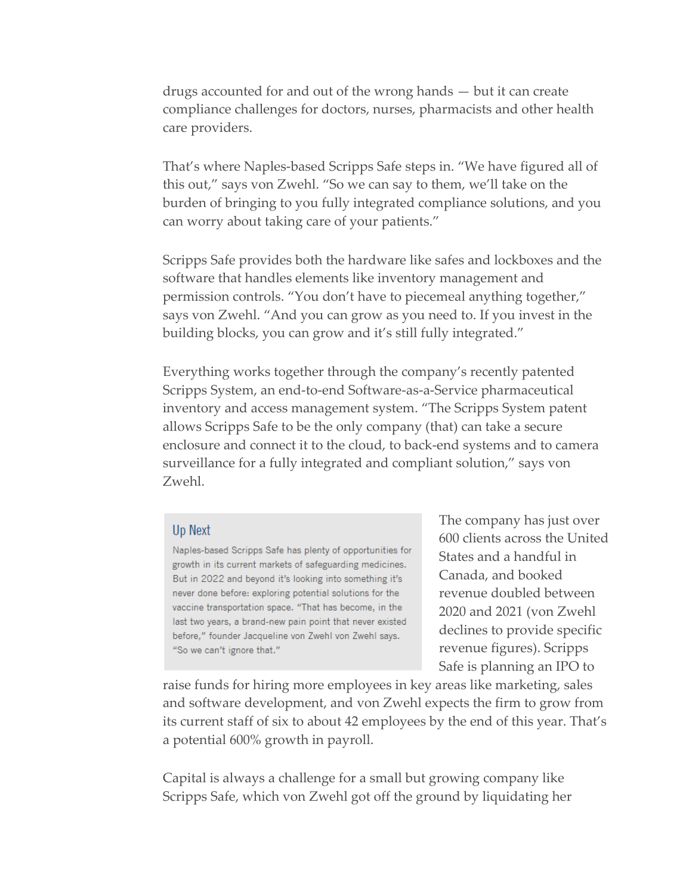drugs accounted for and out of the wrong hands — but it can create compliance challenges for doctors, nurses, pharmacists and other health care providers.

That's where Naples-based Scripps Safe steps in. "We have figured all of this out," says von Zwehl. "So we can say to them, we'll take on the burden of bringing to you fully integrated compliance solutions, and you can worry about taking care of your patients."

Scripps Safe provides both the hardware like safes and lockboxes and the software that handles elements like inventory management and permission controls. "You don't have to piecemeal anything together," says von Zwehl. "And you can grow as you need to. If you invest in the building blocks, you can grow and it's still fully integrated."

Everything works together through the company's recently patented Scripps System, an end-to-end Software-as-a-Service pharmaceutical inventory and access management system. "The Scripps System patent allows Scripps Safe to be the only company (that) can take a secure enclosure and connect it to the cloud, to back-end systems and to camera surveillance for a fully integrated and compliant solution," says von Zwehl.

> ### Up Next
>
> Naples-based Scripps Safe has plenty of opportunities for growth in its current markets of safeguarding medicines. But in 2022 and beyond it's looking into something it's never done before: exploring potential solutions for the vaccine transportation space. "That has become, in the last two years, a brand-new pain point that never existed before," founder Jacqueline von Zwehl von Zwehl says. "So we can't ignore that."

The company has just over 600 clients across the United States and a handful in Canada, and booked revenue doubled between 2020 and 2021 (von Zwehl declines to provide specific revenue figures). Scripps Safe is planning an IPO to raise funds for hiring more employees in key areas like marketing, sales and software development, and von Zwehl expects the firm to grow from its current staff of six to about 42 employees by the end of this year. That's a potential 600% growth in payroll.

Capital is always a challenge for a small but growing company like Scripps Safe, which von Zwehl got off the ground by liquidating her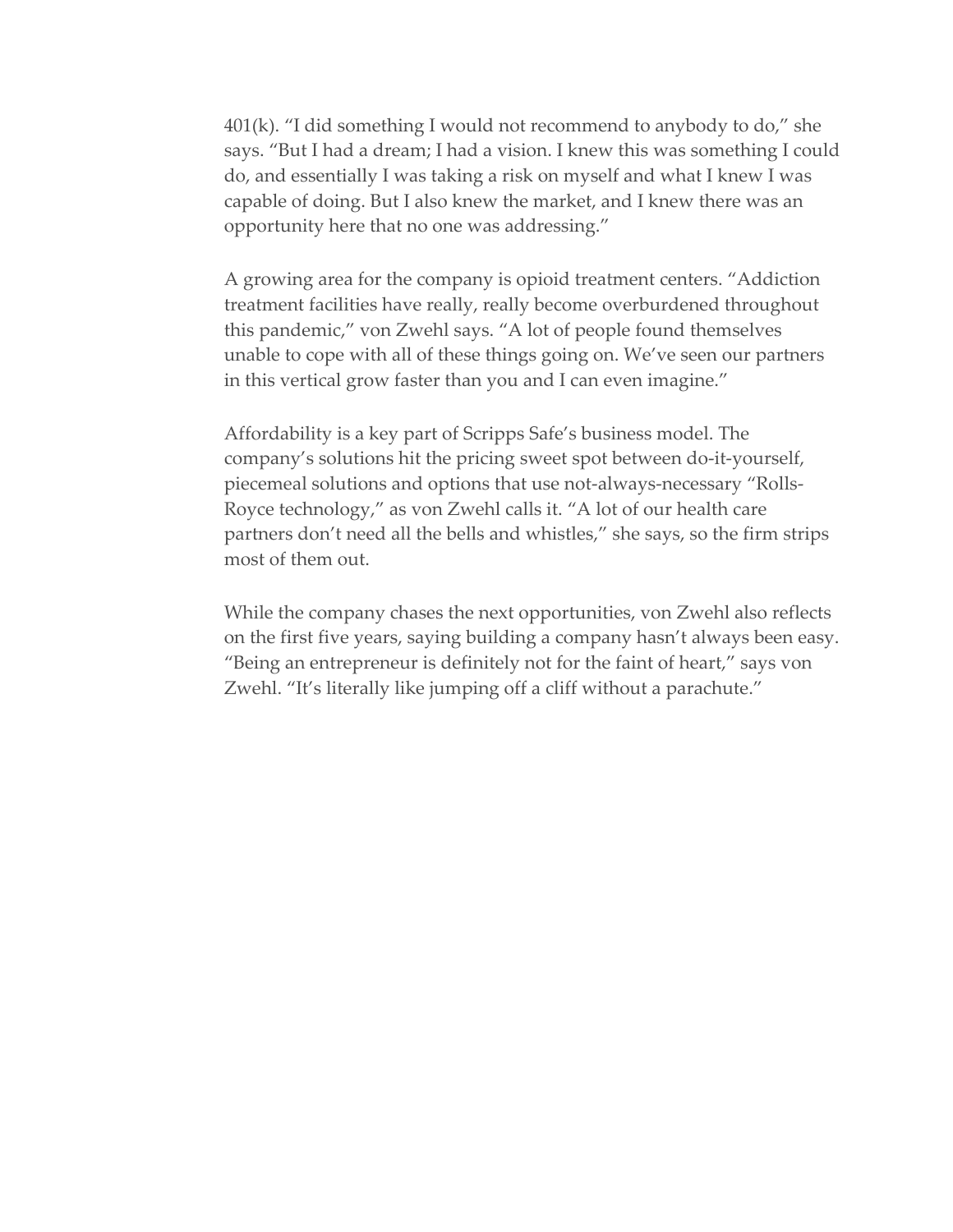401(k). “I did something I would not recommend to anybody to do,” she says. “But I had a dream; I had a vision. I knew this was something I could do, and essentially I was taking a risk on myself and what I knew I was capable of doing. But I also knew the market, and I knew there was an opportunity here that no one was addressing.”

A growing area for the company is opioid treatment centers. “Addiction treatment facilities have really, really become overburdened throughout this pandemic,” von Zwehl says. “A lot of people found themselves unable to cope with all of these things going on. We’ve seen our partners in this vertical grow faster than you and I can even imagine.”

Affordability is a key part of Scripps Safe’s business model. The company’s solutions hit the pricing sweet spot between do-it-yourself, piecemeal solutions and options that use not-always-necessary “Rolls-Royce technology,” as von Zwehl calls it. “A lot of our health care partners don’t need all the bells and whistles,” she says, so the firm strips most of them out.

While the company chases the next opportunities, von Zwehl also reflects on the first five years, saying building a company hasn’t always been easy. “Being an entrepreneur is definitely not for the faint of heart,” says von Zwehl. “It’s literally like jumping off a cliff without a parachute.”